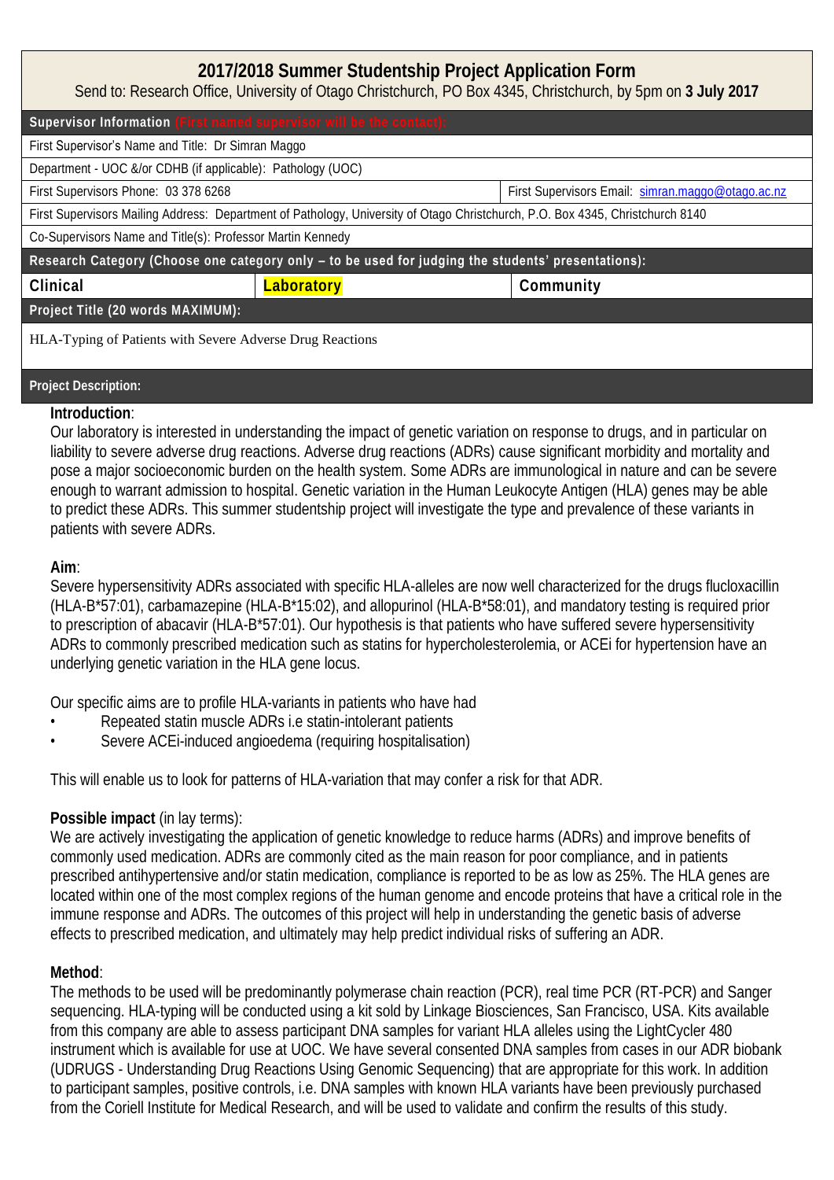# 2017/2018 Summer Studentship Project Application Form

Send to: Research Office, University of Otago Christchurch, PO Box 4345, Christchurch, by 5pm on **3 July 2017**

| **Supervisor Information** (First named supervisor will be the contact): | |
|---|---|
| First Supervisor's Name and Title: Dr Simran Maggo | |
| Department - UOC &/or CDHB (if applicable): Pathology (UOC) | |
| First Supervisors Phone: 03 378 6268 | First Supervisors Email: simran.maggo@otago.ac.nz |
| First Supervisors Mailing Address: Department of Pathology, University of Otago Christchurch, P.O. Box 4345, Christchurch 8140 | |
| Co-Supervisors Name and Title(s): Professor Martin Kennedy | |

**Research Category (Choose one category only – to be used for judging the students' presentations):**

| Clinical | **Laboratory** | Community |
|---|---|---|

**Project Title (20 words MAXIMUM):**

HLA-Typing of Patients with Severe Adverse Drug Reactions

**Project Description:**

**Introduction**:
Our laboratory is interested in understanding the impact of genetic variation on response to drugs, and in particular on liability to severe adverse drug reactions. Adverse drug reactions (ADRs) cause significant morbidity and mortality and pose a major socioeconomic burden on the health system. Some ADRs are immunological in nature and can be severe enough to warrant admission to hospital. Genetic variation in the Human Leukocyte Antigen (HLA) genes may be able to predict these ADRs. This summer studentship project will investigate the type and prevalence of these variants in patients with severe ADRs.

**Aim**:
Severe hypersensitivity ADRs associated with specific HLA-alleles are now well characterized for the drugs flucloxacillin (HLA-B*57:01), carbamazepine (HLA-B*15:02), and allopurinol (HLA-B*58:01), and mandatory testing is required prior to prescription of abacavir (HLA-B*57:01). Our hypothesis is that patients who have suffered severe hypersensitivity ADRs to commonly prescribed medication such as statins for hypercholesterolemia, or ACEi for hypertension have an underlying genetic variation in the HLA gene locus.

Our specific aims are to profile HLA-variants in patients who have had

- Repeated statin muscle ADRs i.e statin-intolerant patients
- Severe ACEi-induced angioedema (requiring hospitalisation)

This will enable us to look for patterns of HLA-variation that may confer a risk for that ADR.

**Possible impact** (in lay terms):
We are actively investigating the application of genetic knowledge to reduce harms (ADRs) and improve benefits of commonly used medication. ADRs are commonly cited as the main reason for poor compliance, and in patients prescribed antihypertensive and/or statin medication, compliance is reported to be as low as 25%. The HLA genes are located within one of the most complex regions of the human genome and encode proteins that have a critical role in the immune response and ADRs. The outcomes of this project will help in understanding the genetic basis of adverse effects to prescribed medication, and ultimately may help predict individual risks of suffering an ADR.

**Method**:
The methods to be used will be predominantly polymerase chain reaction (PCR), real time PCR (RT-PCR) and Sanger sequencing. HLA-typing will be conducted using a kit sold by Linkage Biosciences, San Francisco, USA. Kits available from this company are able to assess participant DNA samples for variant HLA alleles using the LightCycler 480 instrument which is available for use at UOC. We have several consented DNA samples from cases in our ADR biobank (UDRUGS - Understanding Drug Reactions Using Genomic Sequencing) that are appropriate for this work. In addition to participant samples, positive controls, i.e. DNA samples with known HLA variants have been previously purchased from the Coriell Institute for Medical Research, and will be used to validate and confirm the results of this study.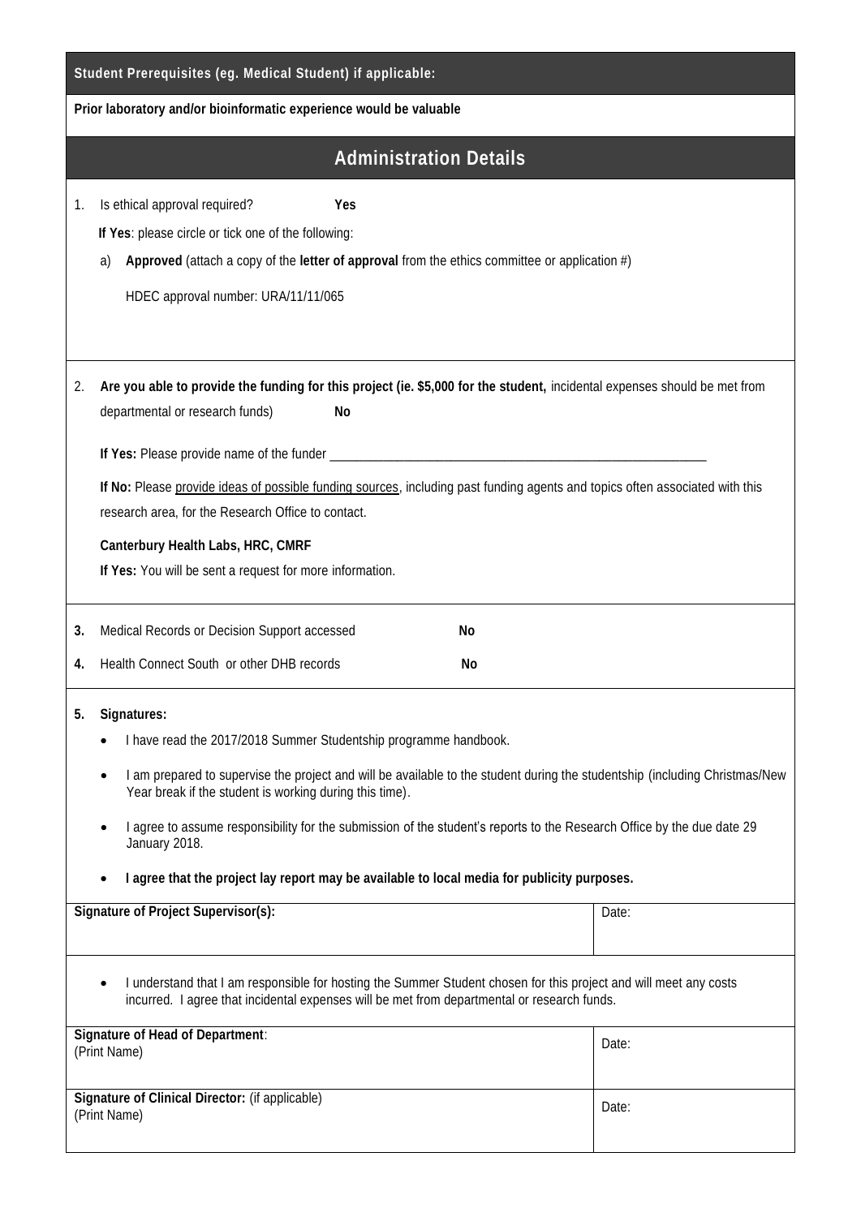**Student Prerequisites (eg. Medical Student) if applicable:**

**Prior laboratory and/or bioinformatic experience would be valuable**

## Administration Details

1. Is ethical approval required? **Yes**

   **If Yes**: please circle or tick one of the following:

   a) **Approved** (attach a copy of the **letter of approval** from the ethics committee or application #)

      HDEC approval number: URA/11/11/065

2. **Are you able to provide the funding for this project (ie. $5,000 for the student,** incidental expenses should be met from departmental or research funds) **No**

   **If Yes:** Please provide name of the funder ______________________________________________________________

   **If No:** Please provide ideas of possible funding sources, including past funding agents and topics often associated with this research area, for the Research Office to contact.

   **Canterbury Health Labs, HRC, CMRF**

   **If Yes:** You will be sent a request for more information.

3. Medical Records or Decision Support accessed **No**
4. Health Connect South or other DHB records **No**

5. **Signatures:**
   - I have read the 2017/2018 Summer Studentship programme handbook.
   - I am prepared to supervise the project and will be available to the student during the studentship (including Christmas/New Year break if the student is working during this time).
   - I agree to assume responsibility for the submission of the student's reports to the Research Office by the due date 29 January 2018.
   - **I agree that the project lay report may be available to local media for publicity purposes.**

| | |
|---|---|
| **Signature of Project Supervisor(s):** | Date: |

- I understand that I am responsible for hosting the Summer Student chosen for this project and will meet any costs incurred. I agree that incidental expenses will be met from departmental or research funds.

| | |
|---|---|
| **Signature of Head of Department**: (Print Name) | Date: |
| **Signature of Clinical Director:** (if applicable) (Print Name) | Date: |